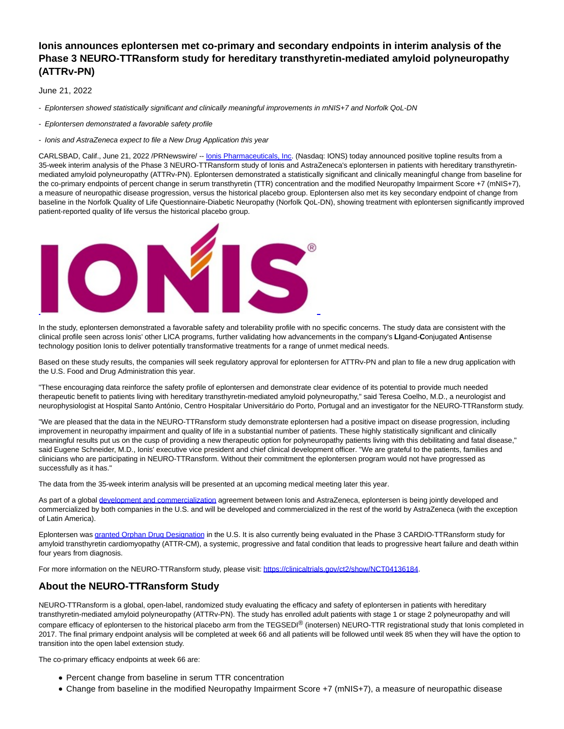# Ionis announces eplontersen met co-primary and secondary endpoints in interim analysis of the Phase 3 NEURO-TTRansform study for hereditary transthyretin-mediated amyloid polyneuropathy (ATTRv-PN)

June 21, 2022

- *Eplontersen showed statistically significant and clinically meaningful improvements in mNIS+7 and Norfolk QoL-DN*

- *Eplontersen demonstrated a favorable safety profile*

- *Ionis and AstraZeneca expect to file a New Drug Application this year*

CARLSBAD, Calif., June 21, 2022 /PRNewswire/ -- Ionis Pharmaceuticals, Inc. (Nasdaq: IONS) today announced positive topline results from a 35-week interim analysis of the Phase 3 NEURO-TTRansform study of Ionis and AstraZeneca's eplontersen in patients with hereditary transthyretin-mediated amyloid polyneuropathy (ATTRv-PN). Eplontersen demonstrated a statistically significant and clinically meaningful change from baseline for the co-primary endpoints of percent change in serum transthyretin (TTR) concentration and the modified Neuropathy Impairment Score +7 (mNIS+7), a measure of neuropathic disease progression, versus the historical placebo group. Eplontersen also met its key secondary endpoint of change from baseline in the Norfolk Quality of Life Questionnaire-Diabetic Neuropathy (Norfolk QoL-DN), showing treatment with eplontersen significantly improved patient-reported quality of life versus the historical placebo group.

In the study, eplontersen demonstrated a favorable safety and tolerability profile with no specific concerns. The study data are consistent with the clinical profile seen across Ionis' other LICA programs, further validating how advancements in the company's **LI**gand-**C**onjugated **A**ntisense technology position Ionis to deliver potentially transformative treatments for a range of unmet medical needs.

Based on these study results, the companies will seek regulatory approval for eplontersen for ATTRv-PN and plan to file a new drug application with the U.S. Food and Drug Administration this year.

"These encouraging data reinforce the safety profile of eplontersen and demonstrate clear evidence of its potential to provide much needed therapeutic benefit to patients living with hereditary transthyretin-mediated amyloid polyneuropathy," said Teresa Coelho, M.D., a neurologist and neurophysiologist at Hospital Santo António, Centro Hospitalar Universitário do Porto, Portugal and an investigator for the NEURO-TTRansform study.

"We are pleased that the data in the NEURO-TTRansform study demonstrate eplontersen had a positive impact on disease progression, including improvement in neuropathy impairment and quality of life in a substantial number of patients. These highly statistically significant and clinically meaningful results put us on the cusp of providing a new therapeutic option for polyneuropathy patients living with this debilitating and fatal disease," said Eugene Schneider, M.D., Ionis' executive vice president and chief clinical development officer. "We are grateful to the patients, families and clinicians who are participating in NEURO-TTRansform. Without their commitment the eplontersen program would not have progressed as successfully as it has."

The data from the 35-week interim analysis will be presented at an upcoming medical meeting later this year.

As part of a global development and commercialization agreement between Ionis and AstraZeneca, eplontersen is being jointly developed and commercialized by both companies in the U.S. and will be developed and commercialized in the rest of the world by AstraZeneca (with the exception of Latin America).

Eplontersen was granted Orphan Drug Designation in the U.S. It is also currently being evaluated in the Phase 3 CARDIO-TTRansform study for amyloid transthyretin cardiomyopathy (ATTR-CM), a systemic, progressive and fatal condition that leads to progressive heart failure and death within four years from diagnosis.

For more information on the NEURO-TTRansform study, please visit: https://clinicaltrials.gov/ct2/show/NCT04136184.

## About the NEURO-TTRansform Study

NEURO-TTRansform is a global, open-label, randomized study evaluating the efficacy and safety of eplontersen in patients with hereditary transthyretin-mediated amyloid polyneuropathy (ATTRv-PN). The study has enrolled adult patients with stage 1 or stage 2 polyneuropathy and will compare efficacy of eplontersen to the historical placebo arm from the TEGSEDI® (inotersen) NEURO-TTR registrational study that Ionis completed in 2017. The final primary endpoint analysis will be completed at week 66 and all patients will be followed until week 85 when they will have the option to transition into the open label extension study.

The co-primary efficacy endpoints at week 66 are:

- Percent change from baseline in serum TTR concentration
- Change from baseline in the modified Neuropathy Impairment Score +7 (mNIS+7), a measure of neuropathic disease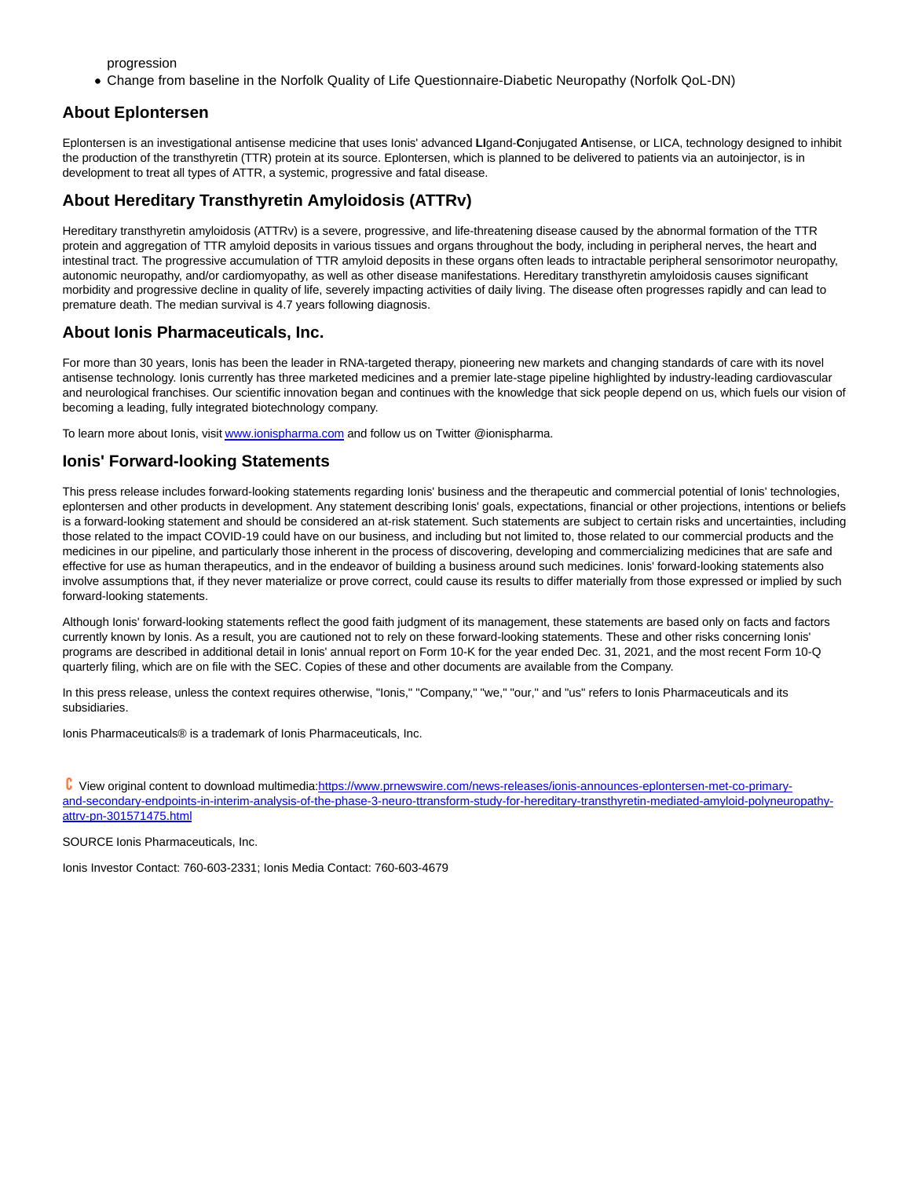progression

- Change from baseline in the Norfolk Quality of Life Questionnaire-Diabetic Neuropathy (Norfolk QoL-DN)

## About Eplontersen

Eplontersen is an investigational antisense medicine that uses Ionis' advanced **LI**gand-**C**onjugated **A**ntisense, or LICA, technology designed to inhibit the production of the transthyretin (TTR) protein at its source. Eplontersen, which is planned to be delivered to patients via an autoinjector, is in development to treat all types of ATTR, a systemic, progressive and fatal disease.

## About Hereditary Transthyretin Amyloidosis (ATTRv)

Hereditary transthyretin amyloidosis (ATTRv) is a severe, progressive, and life-threatening disease caused by the abnormal formation of the TTR protein and aggregation of TTR amyloid deposits in various tissues and organs throughout the body, including in peripheral nerves, the heart and intestinal tract. The progressive accumulation of TTR amyloid deposits in these organs often leads to intractable peripheral sensorimotor neuropathy, autonomic neuropathy, and/or cardiomyopathy, as well as other disease manifestations. Hereditary transthyretin amyloidosis causes significant morbidity and progressive decline in quality of life, severely impacting activities of daily living. The disease often progresses rapidly and can lead to premature death. The median survival is 4.7 years following diagnosis.

## About Ionis Pharmaceuticals, Inc.

For more than 30 years, Ionis has been the leader in RNA-targeted therapy, pioneering new markets and changing standards of care with its novel antisense technology. Ionis currently has three marketed medicines and a premier late-stage pipeline highlighted by industry-leading cardiovascular and neurological franchises. Our scientific innovation began and continues with the knowledge that sick people depend on us, which fuels our vision of becoming a leading, fully integrated biotechnology company.

To learn more about Ionis, visit www.ionispharma.com and follow us on Twitter @ionispharma.

## Ionis' Forward-looking Statements

This press release includes forward-looking statements regarding Ionis' business and the therapeutic and commercial potential of Ionis' technologies, eplontersen and other products in development. Any statement describing Ionis' goals, expectations, financial or other projections, intentions or beliefs is a forward-looking statement and should be considered an at-risk statement. Such statements are subject to certain risks and uncertainties, including those related to the impact COVID-19 could have on our business, and including but not limited to, those related to our commercial products and the medicines in our pipeline, and particularly those inherent in the process of discovering, developing and commercializing medicines that are safe and effective for use as human therapeutics, and in the endeavor of building a business around such medicines. Ionis' forward-looking statements also involve assumptions that, if they never materialize or prove correct, could cause its results to differ materially from those expressed or implied by such forward-looking statements.

Although Ionis' forward-looking statements reflect the good faith judgment of its management, these statements are based only on facts and factors currently known by Ionis. As a result, you are cautioned not to rely on these forward-looking statements. These and other risks concerning Ionis' programs are described in additional detail in Ionis' annual report on Form 10-K for the year ended Dec. 31, 2021, and the most recent Form 10-Q quarterly filing, which are on file with the SEC. Copies of these and other documents are available from the Company.

In this press release, unless the context requires otherwise, "Ionis," "Company," "we," "our," and "us" refers to Ionis Pharmaceuticals and its subsidiaries.

Ionis Pharmaceuticals® is a trademark of Ionis Pharmaceuticals, Inc.

View original content to download multimedia:https://www.prnewswire.com/news-releases/ionis-announces-eplontersen-met-co-primary-and-secondary-endpoints-in-interim-analysis-of-the-phase-3-neuro-ttransform-study-for-hereditary-transthyretin-mediated-amyloid-polyneuropathy-attrv-pn-301571475.html

SOURCE Ionis Pharmaceuticals, Inc.

Ionis Investor Contact: 760-603-2331; Ionis Media Contact: 760-603-4679